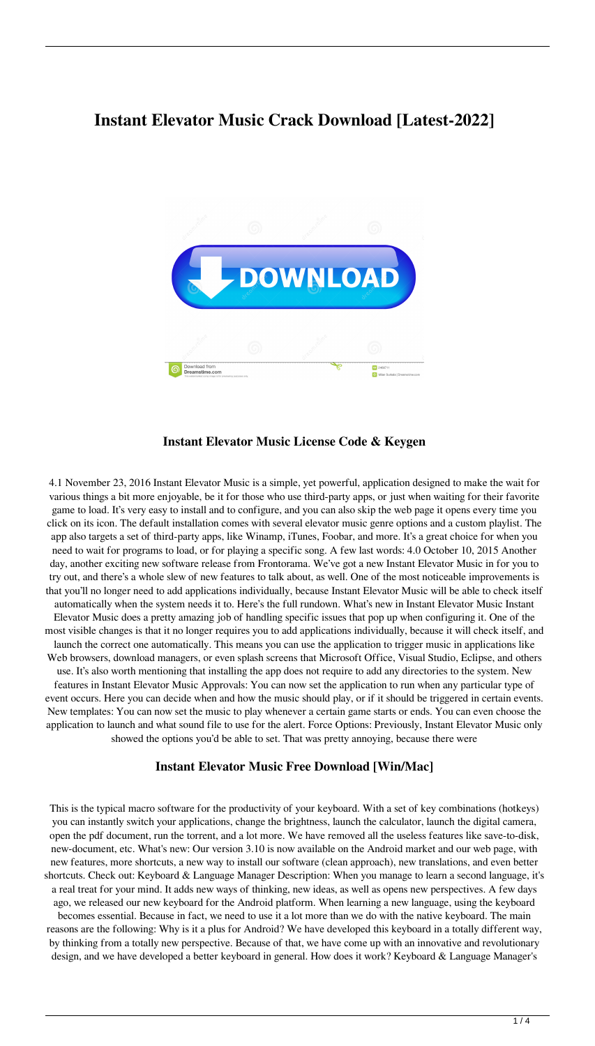# Instant Elevator Music Crack Download [Latest-2022]

### Instant Elevator Music License Code & Keygen

4.1 November 23, 2016 Instant Elevator Music is a simple, yet powerful, application designed to make the wait for various things a bit more enjoyable, be it for those who use third-party apps, or just when waiting for their favorite game to load. It's very easy to install and to configure, and you can also skip the web page it opens every time you click on its icon. The default installation comes with several elevator music genre options and a custom playlist. The app also targets a set of third-party apps, like Winamp, iTunes, Foobar, and more. It's a great choice for when you need to wait for programs to load, or for playing a specific song. A few last words: 4.0 October 10, 2015 Another day, another exciting new software release from Frontorama. We've got a new Instant Elevator Music in for you to try out, and there's a whole slew of new features to talk about, as well. One of the most noticeable improvements is that you'll no longer need to add applications individually, because Instant Elevator Music will be able to check itself automatically when the system needs it to. Here's the full rundown. What's new in Instant Elevator Music Instant Elevator Music does a pretty amazing job of handling specific issues that pop up when configuring it. One of the most visible changes is that it no longer requires you to add applications individually, because it will check itself, and launch the correct one automatically. This means you can use the application to trigger music in applications like Web browsers, download managers, or even splash screens that Microsoft Office, Visual Studio, Eclipse, and others use. It's also worth mentioning that installing the app does not require to add any directories to the system. New features in Instant Elevator Music Approvals: You can now set the application to run when any particular type of event occurs. Here you can decide when and how the music should play, or if it should be triggered in certain events. New templates: You can now set the music to play whenever a certain game starts or ends. You can even choose the application to launch and what sound file to use for the alert. Force Options: Previously, Instant Elevator Music only showed the options you'd be able to set. That was pretty annoying, because there were

### Instant Elevator Music Free Download [Win/Mac]

This is the typical macro software for the productivity of your keyboard. With a set of key combinations (hotkeys) you can instantly switch your applications, change the brightness, launch the calculator, launch the digital camera, open the pdf document, run the torrent, and a lot more. We have removed all the useless features like save-to-disk, new-document, etc. What's new: Our version 3.10 is now available on the Android market and our web page, with new features, more shortcuts, a new way to install our software (clean approach), new translations, and even better shortcuts. Check out: Keyboard & Language Manager Description: When you manage to learn a second language, it's a real treat for your mind. It adds new ways of thinking, new ideas, as well as opens new perspectives. A few days ago, we released our new keyboard for the Android platform. When learning a new language, using the keyboard becomes essential. Because in fact, we need to use it a lot more than we do with the native keyboard. The main reasons are the following: Why is it a plus for Android? We have developed this keyboard in a totally different way, by thinking from a totally new perspective. Because of that, we have come up with an innovative and revolutionary design, and we have developed a better keyboard in general. How does it work? Keyboard & Language Manager's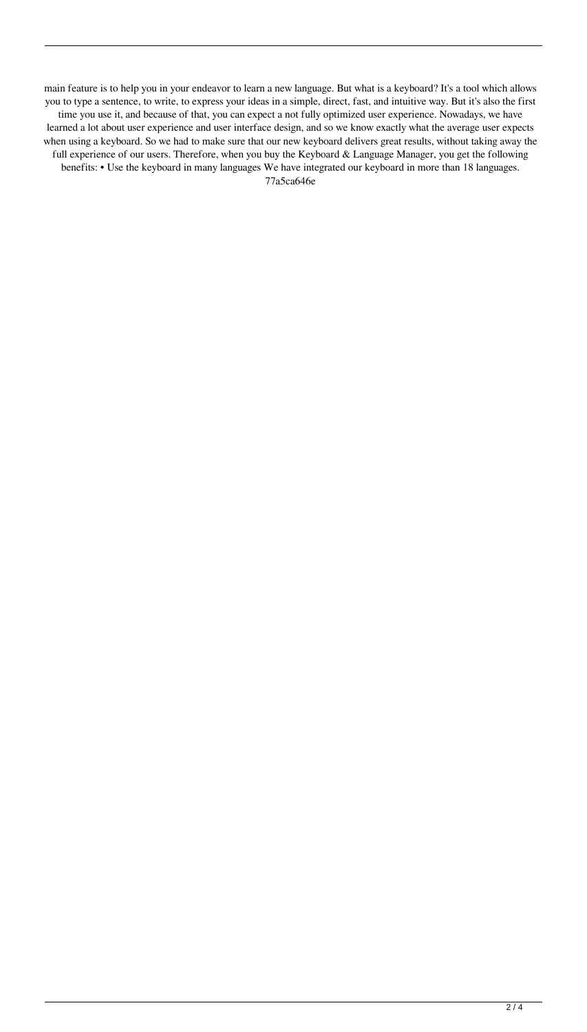main feature is to help you in your endeavor to learn a new language. But what is a keyboard? It's a tool which allows you to type a sentence, to write, to express your ideas in a simple, direct, fast, and intuitive way. But it's also the first time you use it, and because of that, you can expect a not fully optimized user experience. Nowadays, we have learned a lot about user experience and user interface design, and so we know exactly what the average user expects when using a keyboard. So we had to make sure that our new keyboard delivers great results, without taking away the full experience of our users. Therefore, when you buy the Keyboard & Language Manager, you get the following benefits: • Use the keyboard in many languages We have integrated our keyboard in more than 18 languages.

77a5ca646e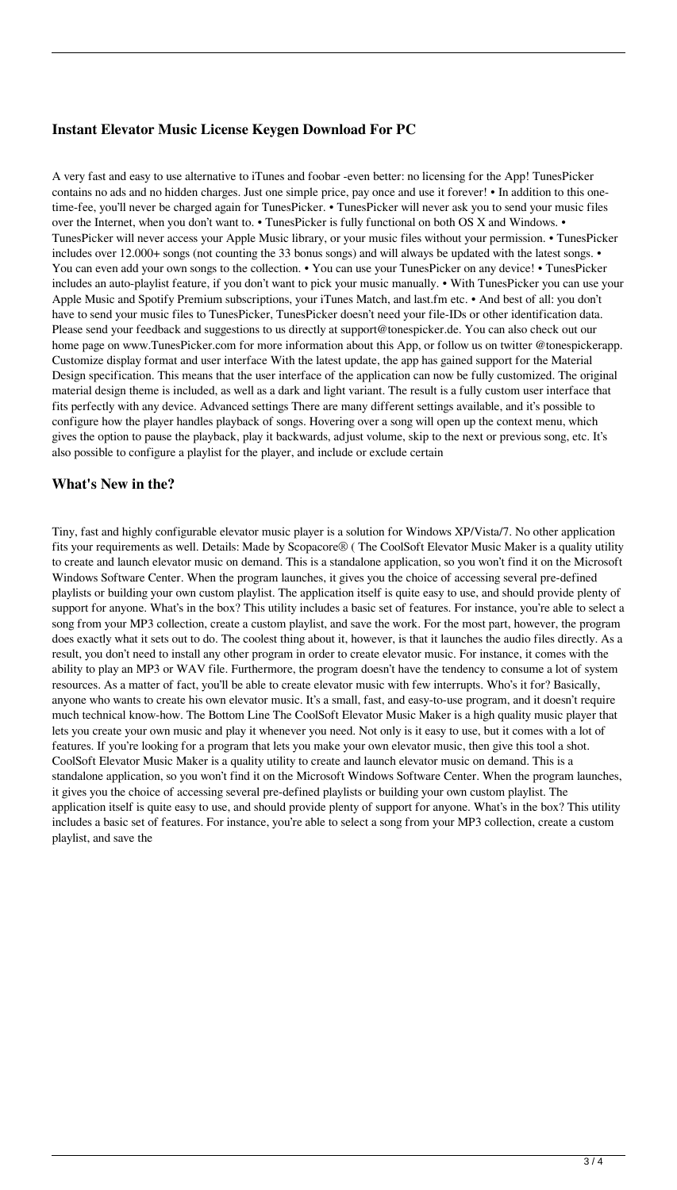### Instant Elevator Music License Keygen Download For PC

A very fast and easy to use alternative to iTunes and foobar -even better: no licensing for the App! TunesPicker contains no ads and no hidden charges. Just one simple price, pay once and use it forever! • In addition to this one-time-fee, you'll never be charged again for TunesPicker. • TunesPicker will never ask you to send your music files over the Internet, when you don't want to. • TunesPicker is fully functional on both OS X and Windows. • TunesPicker will never access your Apple Music library, or your music files without your permission. • TunesPicker includes over 12.000+ songs (not counting the 33 bonus songs) and will always be updated with the latest songs. • You can even add your own songs to the collection. • You can use your TunesPicker on any device! • TunesPicker includes an auto-playlist feature, if you don't want to pick your music manually. • With TunesPicker you can use your Apple Music and Spotify Premium subscriptions, your iTunes Match, and last.fm etc. • And best of all: you don't have to send your music files to TunesPicker, TunesPicker doesn't need your file-IDs or other identification data. Please send your feedback and suggestions to us directly at support@tonespicker.de. You can also check out our home page on www.TunesPicker.com for more information about this App, or follow us on twitter @tonespickerapp. Customize display format and user interface With the latest update, the app has gained support for the Material Design specification. This means that the user interface of the application can now be fully customized. The original material design theme is included, as well as a dark and light variant. The result is a fully custom user interface that fits perfectly with any device. Advanced settings There are many different settings available, and it's possible to configure how the player handles playback of songs. Hovering over a song will open up the context menu, which gives the option to pause the playback, play it backwards, adjust volume, skip to the next or previous song, etc. It's also possible to configure a playlist for the player, and include or exclude certain

### What's New in the?

Tiny, fast and highly configurable elevator music player is a solution for Windows XP/Vista/7. No other application fits your requirements as well. Details: Made by Scopacore® ( The CoolSoft Elevator Music Maker is a quality utility to create and launch elevator music on demand. This is a standalone application, so you won't find it on the Microsoft Windows Software Center. When the program launches, it gives you the choice of accessing several pre-defined playlists or building your own custom playlist. The application itself is quite easy to use, and should provide plenty of support for anyone. What's in the box? This utility includes a basic set of features. For instance, you're able to select a song from your MP3 collection, create a custom playlist, and save the work. For the most part, however, the program does exactly what it sets out to do. The coolest thing about it, however, is that it launches the audio files directly. As a result, you don't need to install any other program in order to create elevator music. For instance, it comes with the ability to play an MP3 or WAV file. Furthermore, the program doesn't have the tendency to consume a lot of system resources. As a matter of fact, you'll be able to create elevator music with few interrupts. Who's it for? Basically, anyone who wants to create his own elevator music. It's a small, fast, and easy-to-use program, and it doesn't require much technical know-how. The Bottom Line The CoolSoft Elevator Music Maker is a high quality music player that lets you create your own music and play it whenever you need. Not only is it easy to use, but it comes with a lot of features. If you're looking for a program that lets you make your own elevator music, then give this tool a shot. CoolSoft Elevator Music Maker is a quality utility to create and launch elevator music on demand. This is a standalone application, so you won't find it on the Microsoft Windows Software Center. When the program launches, it gives you the choice of accessing several pre-defined playlists or building your own custom playlist. The application itself is quite easy to use, and should provide plenty of support for anyone. What's in the box? This utility includes a basic set of features. For instance, you're able to select a song from your MP3 collection, create a custom playlist, and save the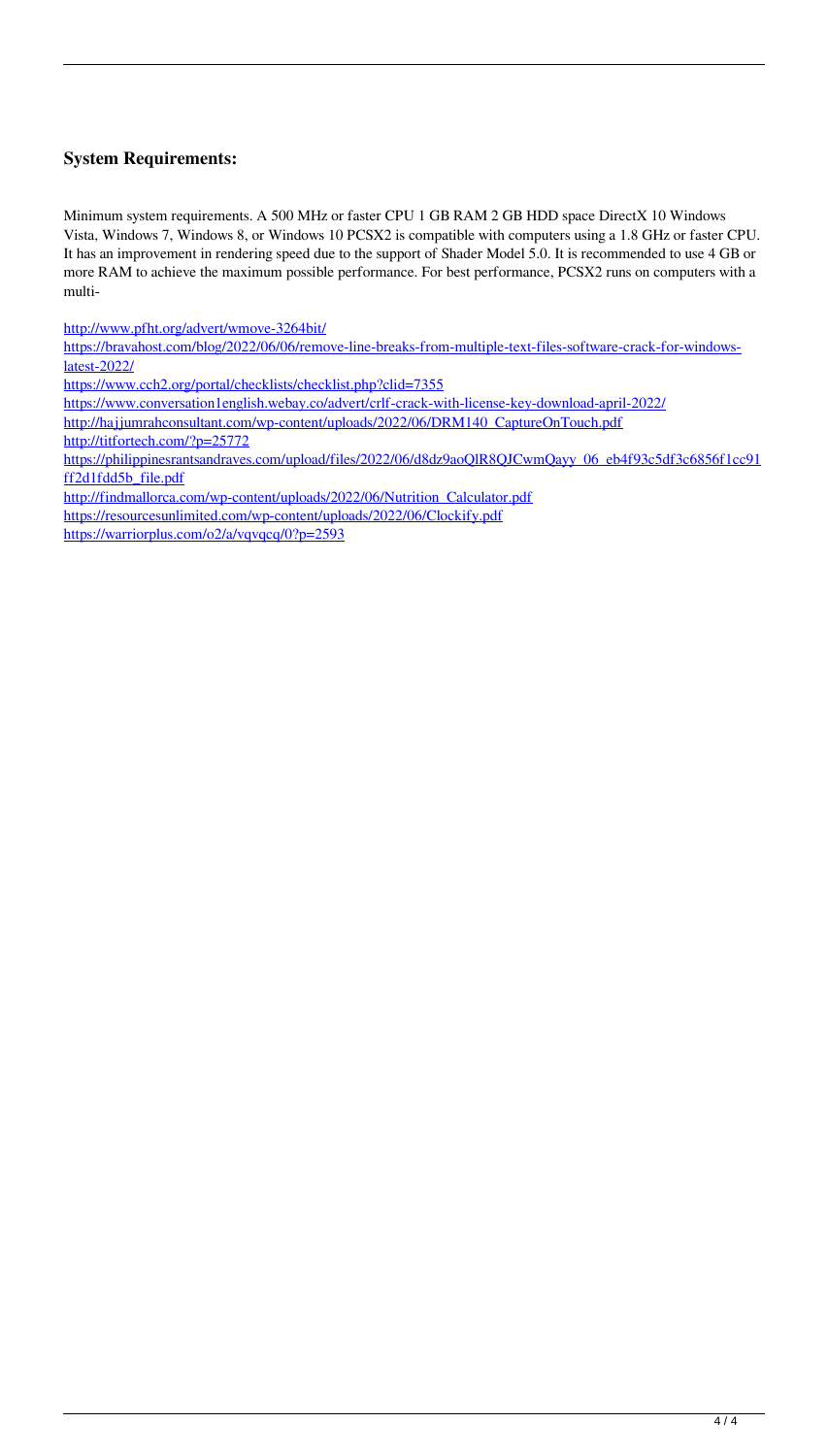## System Requirements:

Minimum system requirements. A 500 MHz or faster CPU 1 GB RAM 2 GB HDD space DirectX 10 Windows Vista, Windows 7, Windows 8, or Windows 10 PCSX2 is compatible with computers using a 1.8 GHz or faster CPU. It has an improvement in rendering speed due to the support of Shader Model 5.0. It is recommended to use 4 GB or more RAM to achieve the maximum possible performance. For best performance, PCSX2 runs on computers with a multi-

http://www.pfht.org/advert/wmove-3264bit/
https://bravahost.com/blog/2022/06/06/remove-line-breaks-from-multiple-text-files-software-crack-for-windows-latest-2022/
https://www.cch2.org/portal/checklists/checklist.php?clid=7355
https://www.conversation1english.webay.co/advert/crlf-crack-with-license-key-download-april-2022/
http://hajjumrahconsultant.com/wp-content/uploads/2022/06/DRM140_CaptureOnTouch.pdf
http://titfortech.com/?p=25772
https://philippinesrantsandraves.com/upload/files/2022/06/d8dz9aoQlR8QJCwmQayy_06_eb4f93c5df3c6856f1cc91ff2d1fdd5b_file.pdf
http://findmallorca.com/wp-content/uploads/2022/06/Nutrition_Calculator.pdf
https://resourcesunlimited.com/wp-content/uploads/2022/06/Clockify.pdf
https://warriorplus.com/o2/a/vqvqcq/0?p=2593